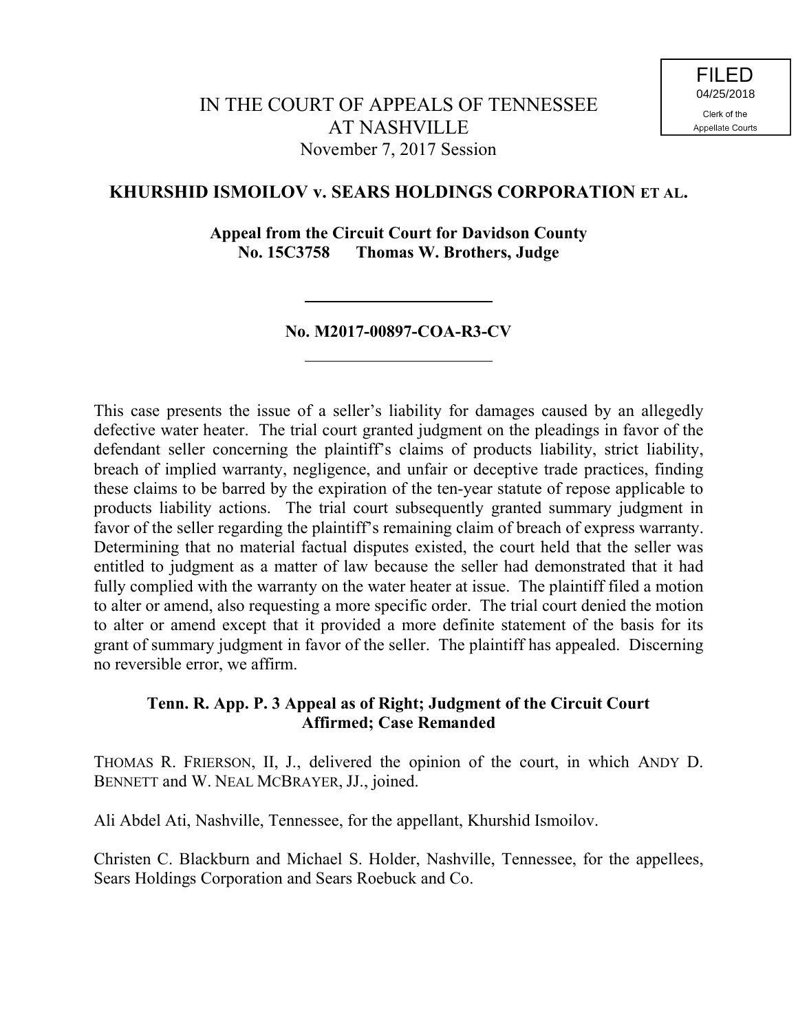FILED
04/25/2018
Clerk of the
Appellate Courts

# IN THE COURT OF APPEALS OF TENNESSEE AT NASHVILLE
November 7, 2017 Session

## KHURSHID ISMOILOV v. SEARS HOLDINGS CORPORATION ET AL.

**Appeal from the Circuit Court for Davidson County**
**No. 15C3758 Thomas W. Brothers, Judge**

---

**No. M2017-00897-COA-R3-CV**

---

This case presents the issue of a seller's liability for damages caused by an allegedly defective water heater. The trial court granted judgment on the pleadings in favor of the defendant seller concerning the plaintiff's claims of products liability, strict liability, breach of implied warranty, negligence, and unfair or deceptive trade practices, finding these claims to be barred by the expiration of the ten-year statute of repose applicable to products liability actions. The trial court subsequently granted summary judgment in favor of the seller regarding the plaintiff's remaining claim of breach of express warranty. Determining that no material factual disputes existed, the court held that the seller was entitled to judgment as a matter of law because the seller had demonstrated that it had fully complied with the warranty on the water heater at issue. The plaintiff filed a motion to alter or amend, also requesting a more specific order. The trial court denied the motion to alter or amend except that it provided a more definite statement of the basis for its grant of summary judgment in favor of the seller. The plaintiff has appealed. Discerning no reversible error, we affirm.

**Tenn. R. App. P. 3 Appeal as of Right; Judgment of the Circuit Court Affirmed; Case Remanded**

THOMAS R. FRIERSON, II, J., delivered the opinion of the court, in which ANDY D. BENNETT and W. NEAL MCBRAYER, JJ., joined.

Ali Abdel Ati, Nashville, Tennessee, for the appellant, Khurshid Ismoilov.

Christen C. Blackburn and Michael S. Holder, Nashville, Tennessee, for the appellees, Sears Holdings Corporation and Sears Roebuck and Co.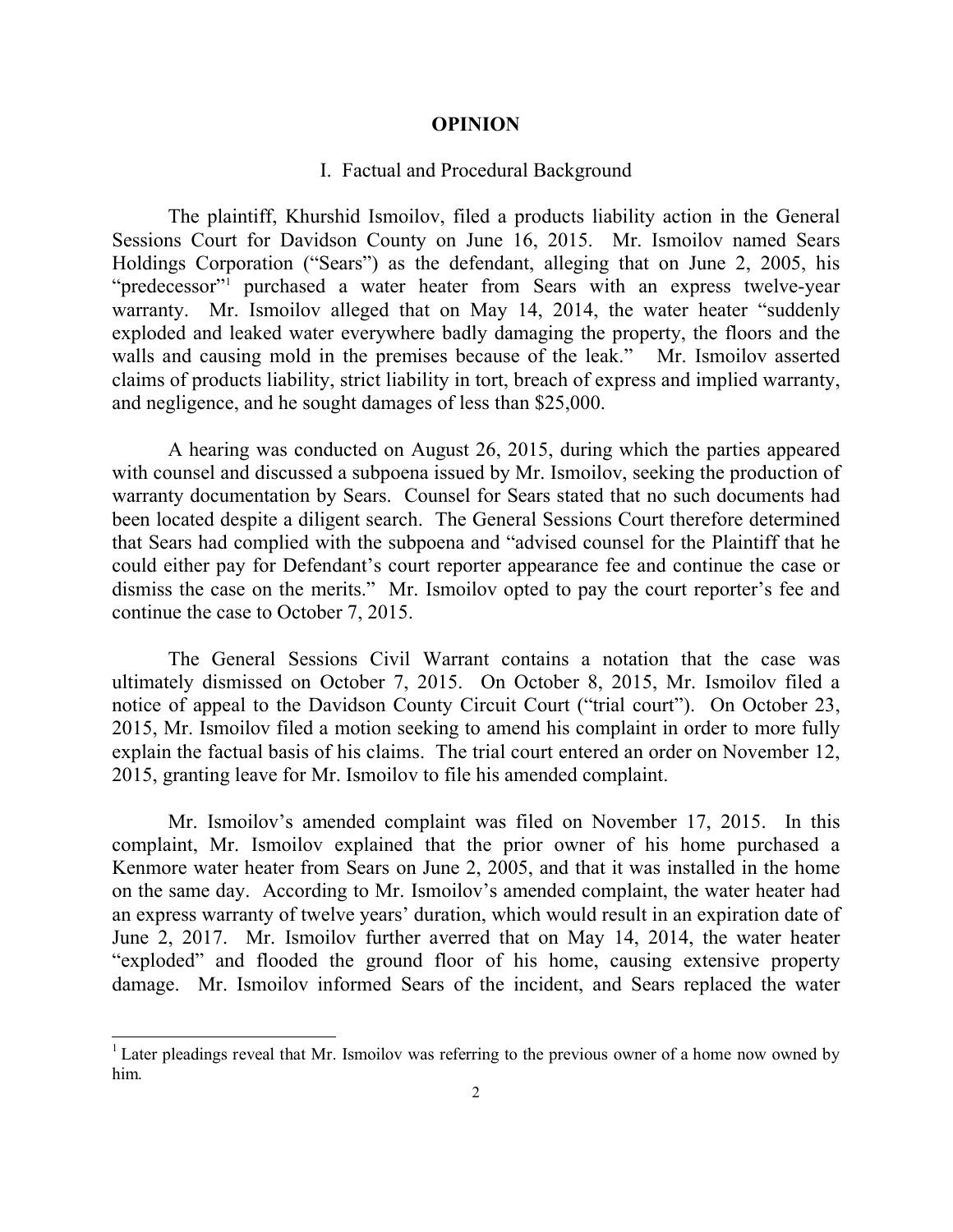# OPINION

## I. Factual and Procedural Background

The plaintiff, Khurshid Ismoilov, filed a products liability action in the General Sessions Court for Davidson County on June 16, 2015. Mr. Ismoilov named Sears Holdings Corporation ("Sears") as the defendant, alleging that on June 2, 2005, his "predecessor"[1] purchased a water heater from Sears with an express twelve-year warranty. Mr. Ismoilov alleged that on May 14, 2014, the water heater "suddenly exploded and leaked water everywhere badly damaging the property, the floors and the walls and causing mold in the premises because of the leak." Mr. Ismoilov asserted claims of products liability, strict liability in tort, breach of express and implied warranty, and negligence, and he sought damages of less than $25,000.

A hearing was conducted on August 26, 2015, during which the parties appeared with counsel and discussed a subpoena issued by Mr. Ismoilov, seeking the production of warranty documentation by Sears. Counsel for Sears stated that no such documents had been located despite a diligent search. The General Sessions Court therefore determined that Sears had complied with the subpoena and "advised counsel for the Plaintiff that he could either pay for Defendant's court reporter appearance fee and continue the case or dismiss the case on the merits." Mr. Ismoilov opted to pay the court reporter's fee and continue the case to October 7, 2015.

The General Sessions Civil Warrant contains a notation that the case was ultimately dismissed on October 7, 2015. On October 8, 2015, Mr. Ismoilov filed a notice of appeal to the Davidson County Circuit Court ("trial court"). On October 23, 2015, Mr. Ismoilov filed a motion seeking to amend his complaint in order to more fully explain the factual basis of his claims. The trial court entered an order on November 12, 2015, granting leave for Mr. Ismoilov to file his amended complaint.

Mr. Ismoilov's amended complaint was filed on November 17, 2015. In this complaint, Mr. Ismoilov explained that the prior owner of his home purchased a Kenmore water heater from Sears on June 2, 2005, and that it was installed in the home on the same day. According to Mr. Ismoilov's amended complaint, the water heater had an express warranty of twelve years' duration, which would result in an expiration date of June 2, 2017. Mr. Ismoilov further averred that on May 14, 2014, the water heater "exploded" and flooded the ground floor of his home, causing extensive property damage. Mr. Ismoilov informed Sears of the incident, and Sears replaced the water

---

[1] Later pleadings reveal that Mr. Ismoilov was referring to the previous owner of a home now owned by him.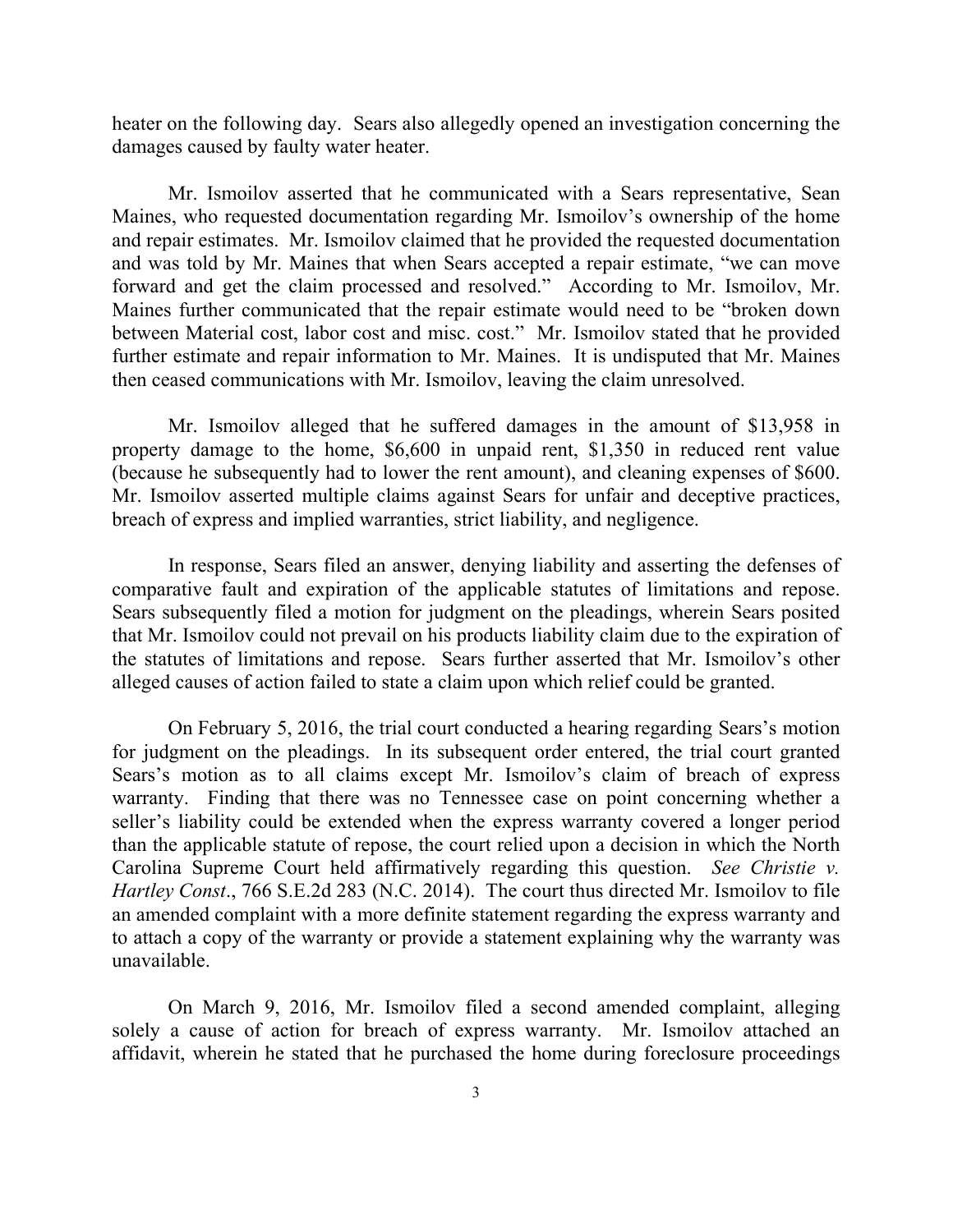heater on the following day. Sears also allegedly opened an investigation concerning the damages caused by faulty water heater.

Mr. Ismoilov asserted that he communicated with a Sears representative, Sean Maines, who requested documentation regarding Mr. Ismoilov's ownership of the home and repair estimates. Mr. Ismoilov claimed that he provided the requested documentation and was told by Mr. Maines that when Sears accepted a repair estimate, "we can move forward and get the claim processed and resolved." According to Mr. Ismoilov, Mr. Maines further communicated that the repair estimate would need to be "broken down between Material cost, labor cost and misc. cost." Mr. Ismoilov stated that he provided further estimate and repair information to Mr. Maines. It is undisputed that Mr. Maines then ceased communications with Mr. Ismoilov, leaving the claim unresolved.

Mr. Ismoilov alleged that he suffered damages in the amount of $13,958 in property damage to the home, $6,600 in unpaid rent, $1,350 in reduced rent value (because he subsequently had to lower the rent amount), and cleaning expenses of $600. Mr. Ismoilov asserted multiple claims against Sears for unfair and deceptive practices, breach of express and implied warranties, strict liability, and negligence.

In response, Sears filed an answer, denying liability and asserting the defenses of comparative fault and expiration of the applicable statutes of limitations and repose. Sears subsequently filed a motion for judgment on the pleadings, wherein Sears posited that Mr. Ismoilov could not prevail on his products liability claim due to the expiration of the statutes of limitations and repose. Sears further asserted that Mr. Ismoilov's other alleged causes of action failed to state a claim upon which relief could be granted.

On February 5, 2016, the trial court conducted a hearing regarding Sears's motion for judgment on the pleadings. In its subsequent order entered, the trial court granted Sears's motion as to all claims except Mr. Ismoilov's claim of breach of express warranty. Finding that there was no Tennessee case on point concerning whether a seller's liability could be extended when the express warranty covered a longer period than the applicable statute of repose, the court relied upon a decision in which the North Carolina Supreme Court held affirmatively regarding this question. *See Christie v. Hartley Const*., 766 S.E.2d 283 (N.C. 2014). The court thus directed Mr. Ismoilov to file an amended complaint with a more definite statement regarding the express warranty and to attach a copy of the warranty or provide a statement explaining why the warranty was unavailable.

On March 9, 2016, Mr. Ismoilov filed a second amended complaint, alleging solely a cause of action for breach of express warranty. Mr. Ismoilov attached an affidavit, wherein he stated that he purchased the home during foreclosure proceedings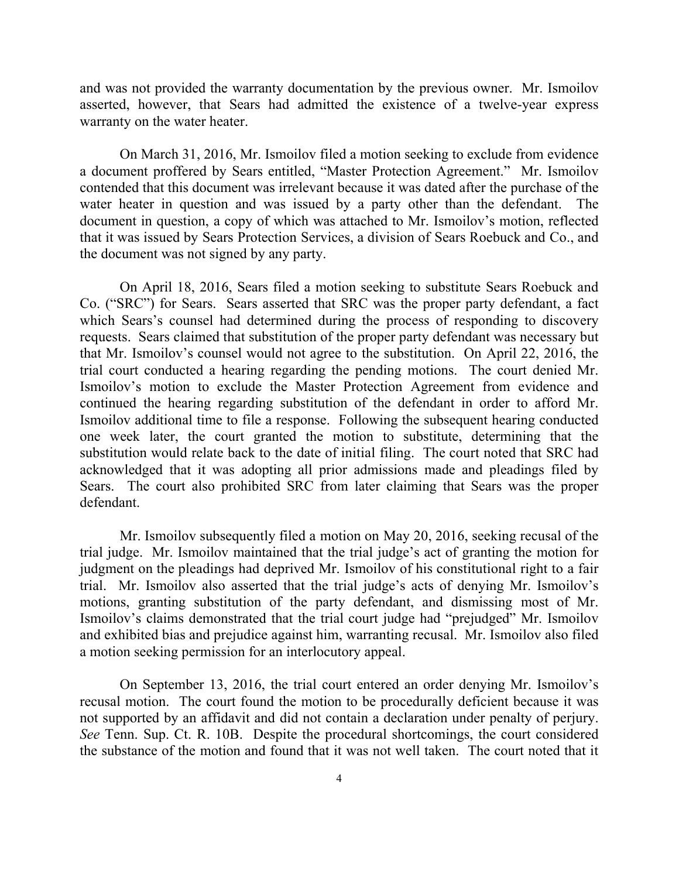and was not provided the warranty documentation by the previous owner. Mr. Ismoilov asserted, however, that Sears had admitted the existence of a twelve-year express warranty on the water heater.

On March 31, 2016, Mr. Ismoilov filed a motion seeking to exclude from evidence a document proffered by Sears entitled, "Master Protection Agreement." Mr. Ismoilov contended that this document was irrelevant because it was dated after the purchase of the water heater in question and was issued by a party other than the defendant. The document in question, a copy of which was attached to Mr. Ismoilov's motion, reflected that it was issued by Sears Protection Services, a division of Sears Roebuck and Co., and the document was not signed by any party.

On April 18, 2016, Sears filed a motion seeking to substitute Sears Roebuck and Co. ("SRC") for Sears. Sears asserted that SRC was the proper party defendant, a fact which Sears's counsel had determined during the process of responding to discovery requests. Sears claimed that substitution of the proper party defendant was necessary but that Mr. Ismoilov's counsel would not agree to the substitution. On April 22, 2016, the trial court conducted a hearing regarding the pending motions. The court denied Mr. Ismoilov's motion to exclude the Master Protection Agreement from evidence and continued the hearing regarding substitution of the defendant in order to afford Mr. Ismoilov additional time to file a response. Following the subsequent hearing conducted one week later, the court granted the motion to substitute, determining that the substitution would relate back to the date of initial filing. The court noted that SRC had acknowledged that it was adopting all prior admissions made and pleadings filed by Sears. The court also prohibited SRC from later claiming that Sears was the proper defendant.

Mr. Ismoilov subsequently filed a motion on May 20, 2016, seeking recusal of the trial judge. Mr. Ismoilov maintained that the trial judge's act of granting the motion for judgment on the pleadings had deprived Mr. Ismoilov of his constitutional right to a fair trial. Mr. Ismoilov also asserted that the trial judge's acts of denying Mr. Ismoilov's motions, granting substitution of the party defendant, and dismissing most of Mr. Ismoilov's claims demonstrated that the trial court judge had "prejudged" Mr. Ismoilov and exhibited bias and prejudice against him, warranting recusal. Mr. Ismoilov also filed a motion seeking permission for an interlocutory appeal.

On September 13, 2016, the trial court entered an order denying Mr. Ismoilov's recusal motion. The court found the motion to be procedurally deficient because it was not supported by an affidavit and did not contain a declaration under penalty of perjury. *See* Tenn. Sup. Ct. R. 10B. Despite the procedural shortcomings, the court considered the substance of the motion and found that it was not well taken. The court noted that it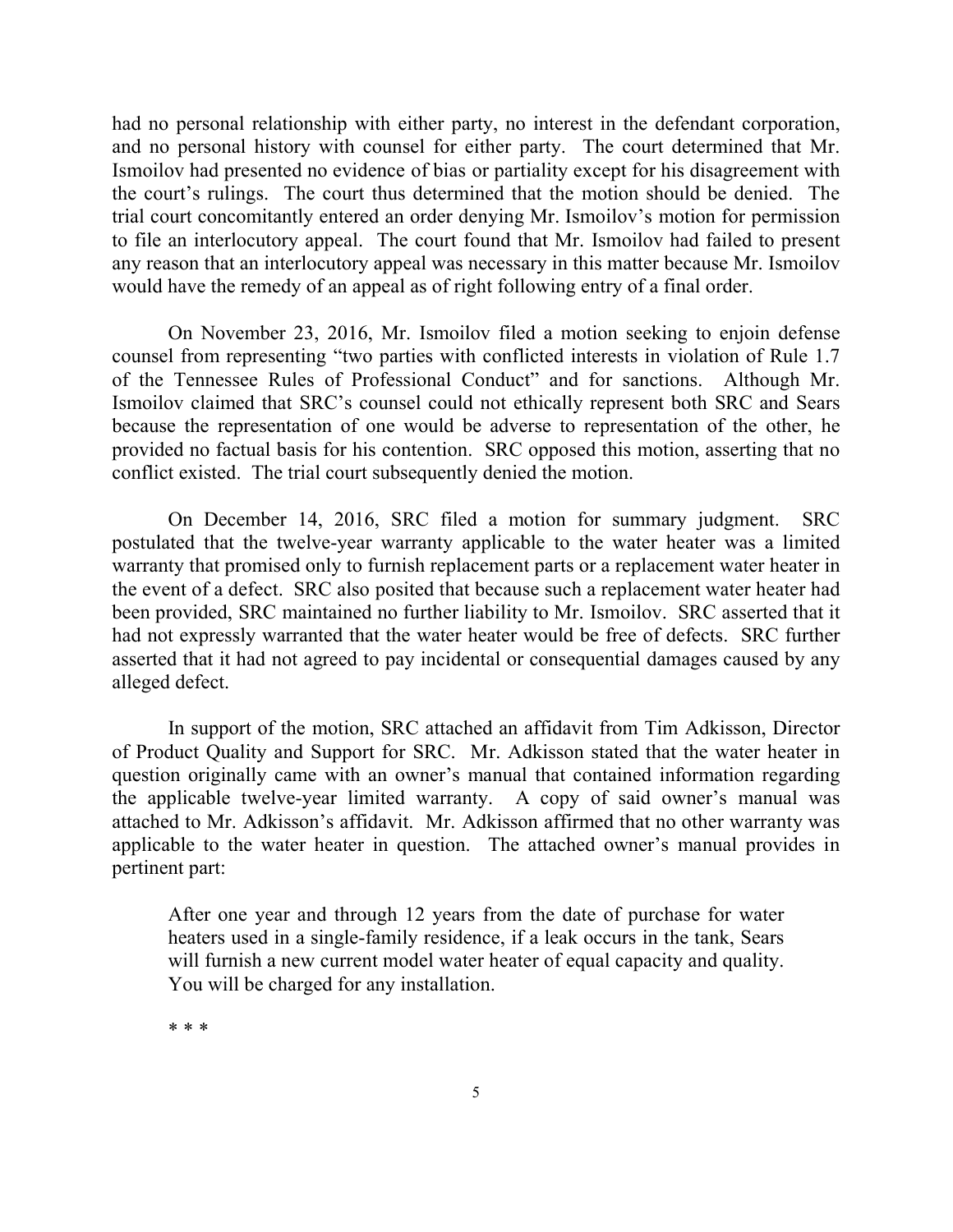had no personal relationship with either party, no interest in the defendant corporation, and no personal history with counsel for either party. The court determined that Mr. Ismoilov had presented no evidence of bias or partiality except for his disagreement with the court's rulings. The court thus determined that the motion should be denied. The trial court concomitantly entered an order denying Mr. Ismoilov's motion for permission to file an interlocutory appeal. The court found that Mr. Ismoilov had failed to present any reason that an interlocutory appeal was necessary in this matter because Mr. Ismoilov would have the remedy of an appeal as of right following entry of a final order.

On November 23, 2016, Mr. Ismoilov filed a motion seeking to enjoin defense counsel from representing "two parties with conflicted interests in violation of Rule 1.7 of the Tennessee Rules of Professional Conduct" and for sanctions. Although Mr. Ismoilov claimed that SRC's counsel could not ethically represent both SRC and Sears because the representation of one would be adverse to representation of the other, he provided no factual basis for his contention. SRC opposed this motion, asserting that no conflict existed. The trial court subsequently denied the motion.

On December 14, 2016, SRC filed a motion for summary judgment. SRC postulated that the twelve-year warranty applicable to the water heater was a limited warranty that promised only to furnish replacement parts or a replacement water heater in the event of a defect. SRC also posited that because such a replacement water heater had been provided, SRC maintained no further liability to Mr. Ismoilov. SRC asserted that it had not expressly warranted that the water heater would be free of defects. SRC further asserted that it had not agreed to pay incidental or consequential damages caused by any alleged defect.

In support of the motion, SRC attached an affidavit from Tim Adkisson, Director of Product Quality and Support for SRC. Mr. Adkisson stated that the water heater in question originally came with an owner's manual that contained information regarding the applicable twelve-year limited warranty. A copy of said owner's manual was attached to Mr. Adkisson's affidavit. Mr. Adkisson affirmed that no other warranty was applicable to the water heater in question. The attached owner's manual provides in pertinent part:

> After one year and through 12 years from the date of purchase for water heaters used in a single-family residence, if a leak occurs in the tank, Sears will furnish a new current model water heater of equal capacity and quality. You will be charged for any installation.
>
> * * *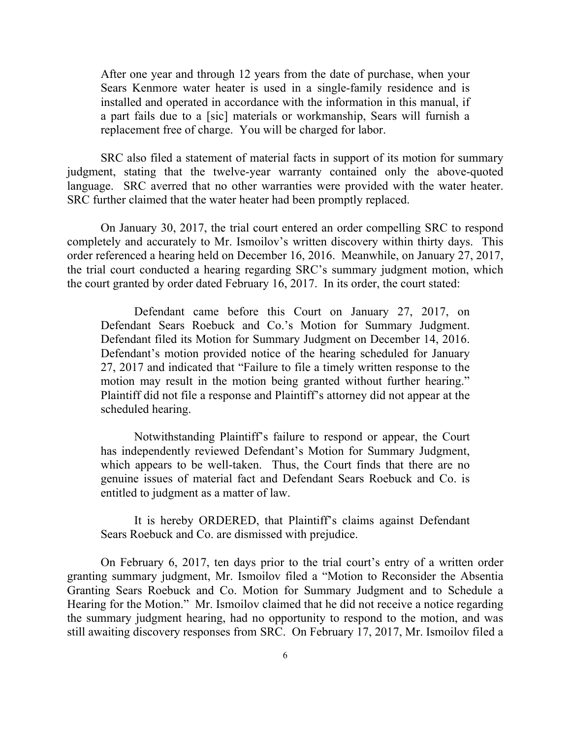> After one year and through 12 years from the date of purchase, when your Sears Kenmore water heater is used in a single-family residence and is installed and operated in accordance with the information in this manual, if a part fails due to a [sic] materials or workmanship, Sears will furnish a replacement free of charge. You will be charged for labor.

SRC also filed a statement of material facts in support of its motion for summary judgment, stating that the twelve-year warranty contained only the above-quoted language. SRC averred that no other warranties were provided with the water heater. SRC further claimed that the water heater had been promptly replaced.

On January 30, 2017, the trial court entered an order compelling SRC to respond completely and accurately to Mr. Ismoilov's written discovery within thirty days. This order referenced a hearing held on December 16, 2016. Meanwhile, on January 27, 2017, the trial court conducted a hearing regarding SRC's summary judgment motion, which the court granted by order dated February 16, 2017. In its order, the court stated:

> Defendant came before this Court on January 27, 2017, on Defendant Sears Roebuck and Co.'s Motion for Summary Judgment. Defendant filed its Motion for Summary Judgment on December 14, 2016. Defendant's motion provided notice of the hearing scheduled for January 27, 2017 and indicated that "Failure to file a timely written response to the motion may result in the motion being granted without further hearing." Plaintiff did not file a response and Plaintiff's attorney did not appear at the scheduled hearing.
>
> Notwithstanding Plaintiff's failure to respond or appear, the Court has independently reviewed Defendant's Motion for Summary Judgment, which appears to be well-taken. Thus, the Court finds that there are no genuine issues of material fact and Defendant Sears Roebuck and Co. is entitled to judgment as a matter of law.
>
> It is hereby ORDERED, that Plaintiff's claims against Defendant Sears Roebuck and Co. are dismissed with prejudice.

On February 6, 2017, ten days prior to the trial court's entry of a written order granting summary judgment, Mr. Ismoilov filed a "Motion to Reconsider the Absentia Granting Sears Roebuck and Co. Motion for Summary Judgment and to Schedule a Hearing for the Motion." Mr. Ismoilov claimed that he did not receive a notice regarding the summary judgment hearing, had no opportunity to respond to the motion, and was still awaiting discovery responses from SRC. On February 17, 2017, Mr. Ismoilov filed a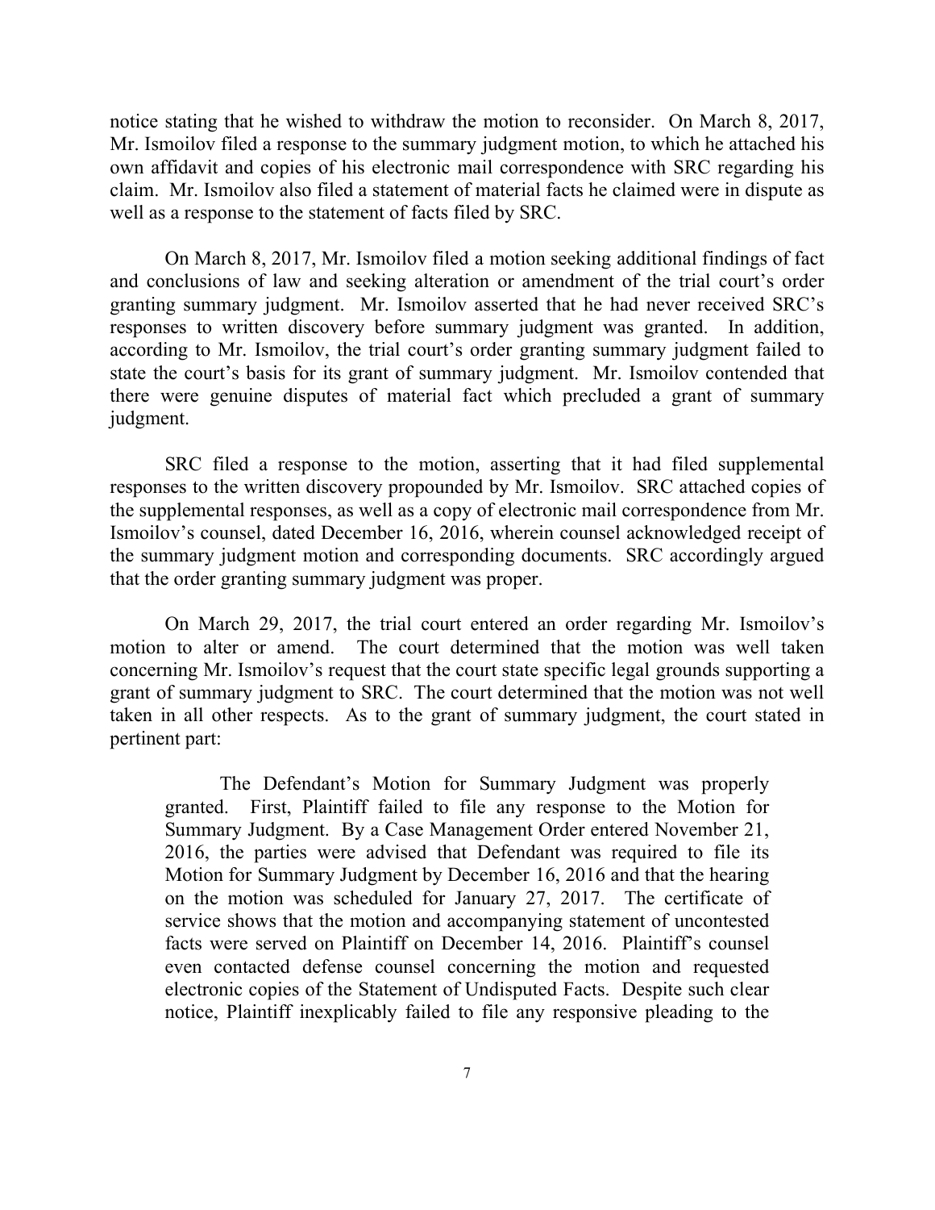notice stating that he wished to withdraw the motion to reconsider. On March 8, 2017, Mr. Ismoilov filed a response to the summary judgment motion, to which he attached his own affidavit and copies of his electronic mail correspondence with SRC regarding his claim. Mr. Ismoilov also filed a statement of material facts he claimed were in dispute as well as a response to the statement of facts filed by SRC.

On March 8, 2017, Mr. Ismoilov filed a motion seeking additional findings of fact and conclusions of law and seeking alteration or amendment of the trial court's order granting summary judgment. Mr. Ismoilov asserted that he had never received SRC's responses to written discovery before summary judgment was granted. In addition, according to Mr. Ismoilov, the trial court's order granting summary judgment failed to state the court's basis for its grant of summary judgment. Mr. Ismoilov contended that there were genuine disputes of material fact which precluded a grant of summary judgment.

SRC filed a response to the motion, asserting that it had filed supplemental responses to the written discovery propounded by Mr. Ismoilov. SRC attached copies of the supplemental responses, as well as a copy of electronic mail correspondence from Mr. Ismoilov's counsel, dated December 16, 2016, wherein counsel acknowledged receipt of the summary judgment motion and corresponding documents. SRC accordingly argued that the order granting summary judgment was proper.

On March 29, 2017, the trial court entered an order regarding Mr. Ismoilov's motion to alter or amend. The court determined that the motion was well taken concerning Mr. Ismoilov's request that the court state specific legal grounds supporting a grant of summary judgment to SRC. The court determined that the motion was not well taken in all other respects. As to the grant of summary judgment, the court stated in pertinent part:

> The Defendant's Motion for Summary Judgment was properly granted. First, Plaintiff failed to file any response to the Motion for Summary Judgment. By a Case Management Order entered November 21, 2016, the parties were advised that Defendant was required to file its Motion for Summary Judgment by December 16, 2016 and that the hearing on the motion was scheduled for January 27, 2017. The certificate of service shows that the motion and accompanying statement of uncontested facts were served on Plaintiff on December 14, 2016. Plaintiff's counsel even contacted defense counsel concerning the motion and requested electronic copies of the Statement of Undisputed Facts. Despite such clear notice, Plaintiff inexplicably failed to file any responsive pleading to the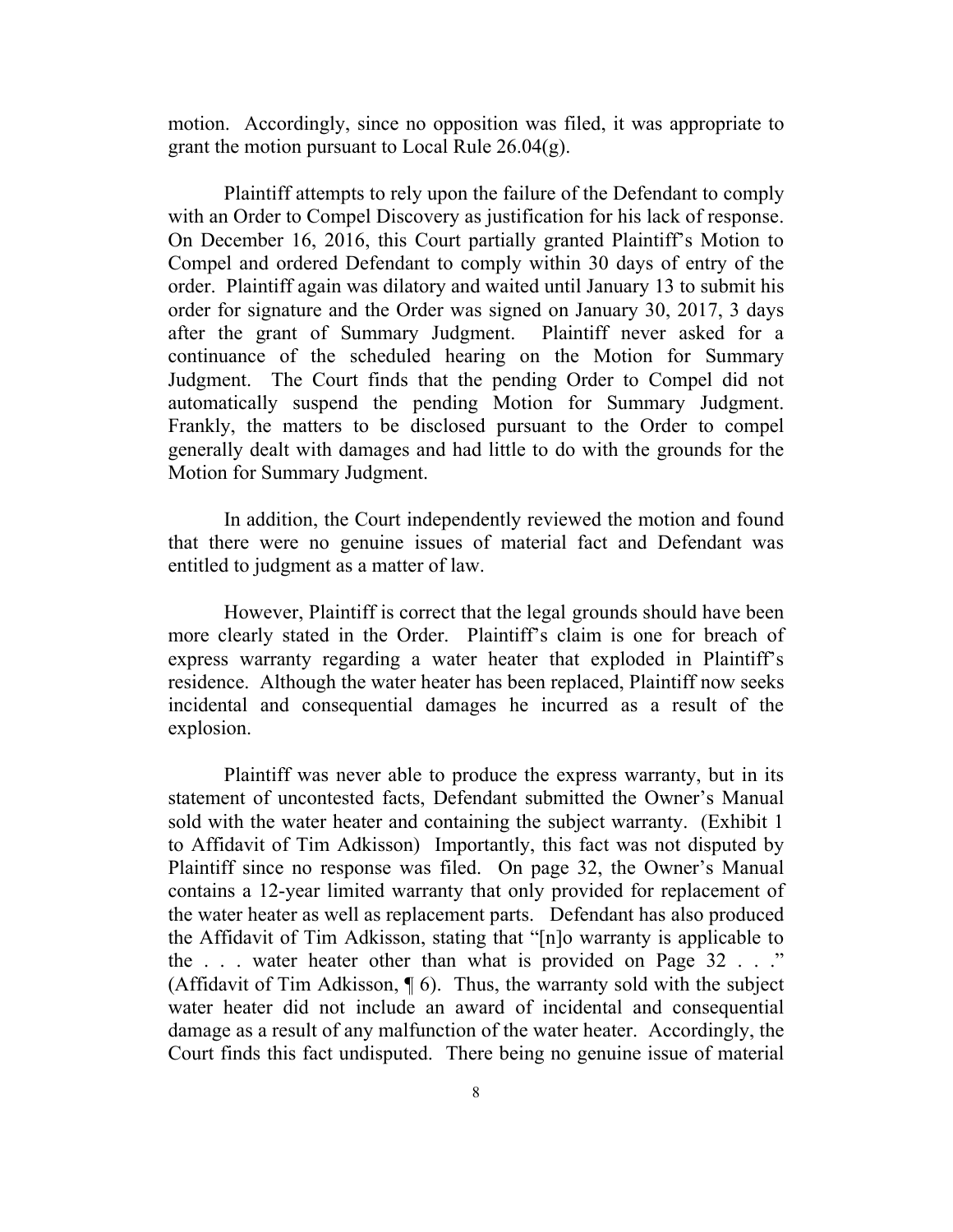motion. Accordingly, since no opposition was filed, it was appropriate to grant the motion pursuant to Local Rule 26.04(g).

Plaintiff attempts to rely upon the failure of the Defendant to comply with an Order to Compel Discovery as justification for his lack of response. On December 16, 2016, this Court partially granted Plaintiff's Motion to Compel and ordered Defendant to comply within 30 days of entry of the order. Plaintiff again was dilatory and waited until January 13 to submit his order for signature and the Order was signed on January 30, 2017, 3 days after the grant of Summary Judgment. Plaintiff never asked for a continuance of the scheduled hearing on the Motion for Summary Judgment. The Court finds that the pending Order to Compel did not automatically suspend the pending Motion for Summary Judgment. Frankly, the matters to be disclosed pursuant to the Order to compel generally dealt with damages and had little to do with the grounds for the Motion for Summary Judgment.

In addition, the Court independently reviewed the motion and found that there were no genuine issues of material fact and Defendant was entitled to judgment as a matter of law.

However, Plaintiff is correct that the legal grounds should have been more clearly stated in the Order. Plaintiff's claim is one for breach of express warranty regarding a water heater that exploded in Plaintiff's residence. Although the water heater has been replaced, Plaintiff now seeks incidental and consequential damages he incurred as a result of the explosion.

Plaintiff was never able to produce the express warranty, but in its statement of uncontested facts, Defendant submitted the Owner's Manual sold with the water heater and containing the subject warranty. (Exhibit 1 to Affidavit of Tim Adkisson) Importantly, this fact was not disputed by Plaintiff since no response was filed. On page 32, the Owner's Manual contains a 12-year limited warranty that only provided for replacement of the water heater as well as replacement parts. Defendant has also produced the Affidavit of Tim Adkisson, stating that "[n]o warranty is applicable to the . . . water heater other than what is provided on Page 32 . . ." (Affidavit of Tim Adkisson, ¶ 6). Thus, the warranty sold with the subject water heater did not include an award of incidental and consequential damage as a result of any malfunction of the water heater. Accordingly, the Court finds this fact undisputed. There being no genuine issue of material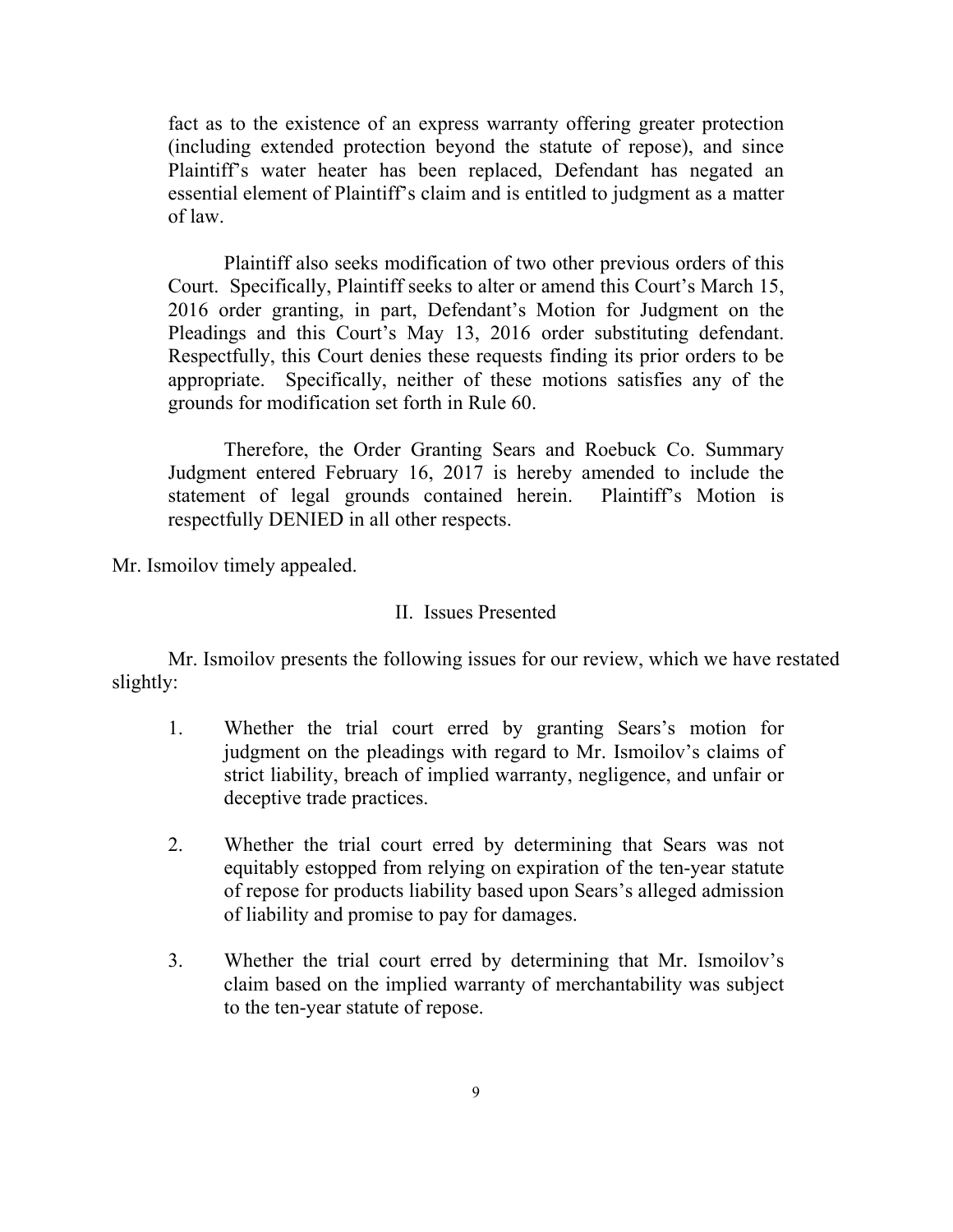fact as to the existence of an express warranty offering greater protection (including extended protection beyond the statute of repose), and since Plaintiff's water heater has been replaced, Defendant has negated an essential element of Plaintiff's claim and is entitled to judgment as a matter of law.

Plaintiff also seeks modification of two other previous orders of this Court. Specifically, Plaintiff seeks to alter or amend this Court's March 15, 2016 order granting, in part, Defendant's Motion for Judgment on the Pleadings and this Court's May 13, 2016 order substituting defendant. Respectfully, this Court denies these requests finding its prior orders to be appropriate. Specifically, neither of these motions satisfies any of the grounds for modification set forth in Rule 60.

Therefore, the Order Granting Sears and Roebuck Co. Summary Judgment entered February 16, 2017 is hereby amended to include the statement of legal grounds contained herein. Plaintiff's Motion is respectfully DENIED in all other respects.

Mr. Ismoilov timely appealed.

## II. Issues Presented

Mr. Ismoilov presents the following issues for our review, which we have restated slightly:

1. Whether the trial court erred by granting Sears's motion for judgment on the pleadings with regard to Mr. Ismoilov's claims of strict liability, breach of implied warranty, negligence, and unfair or deceptive trade practices.

2. Whether the trial court erred by determining that Sears was not equitably estopped from relying on expiration of the ten-year statute of repose for products liability based upon Sears's alleged admission of liability and promise to pay for damages.

3. Whether the trial court erred by determining that Mr. Ismoilov's claim based on the implied warranty of merchantability was subject to the ten-year statute of repose.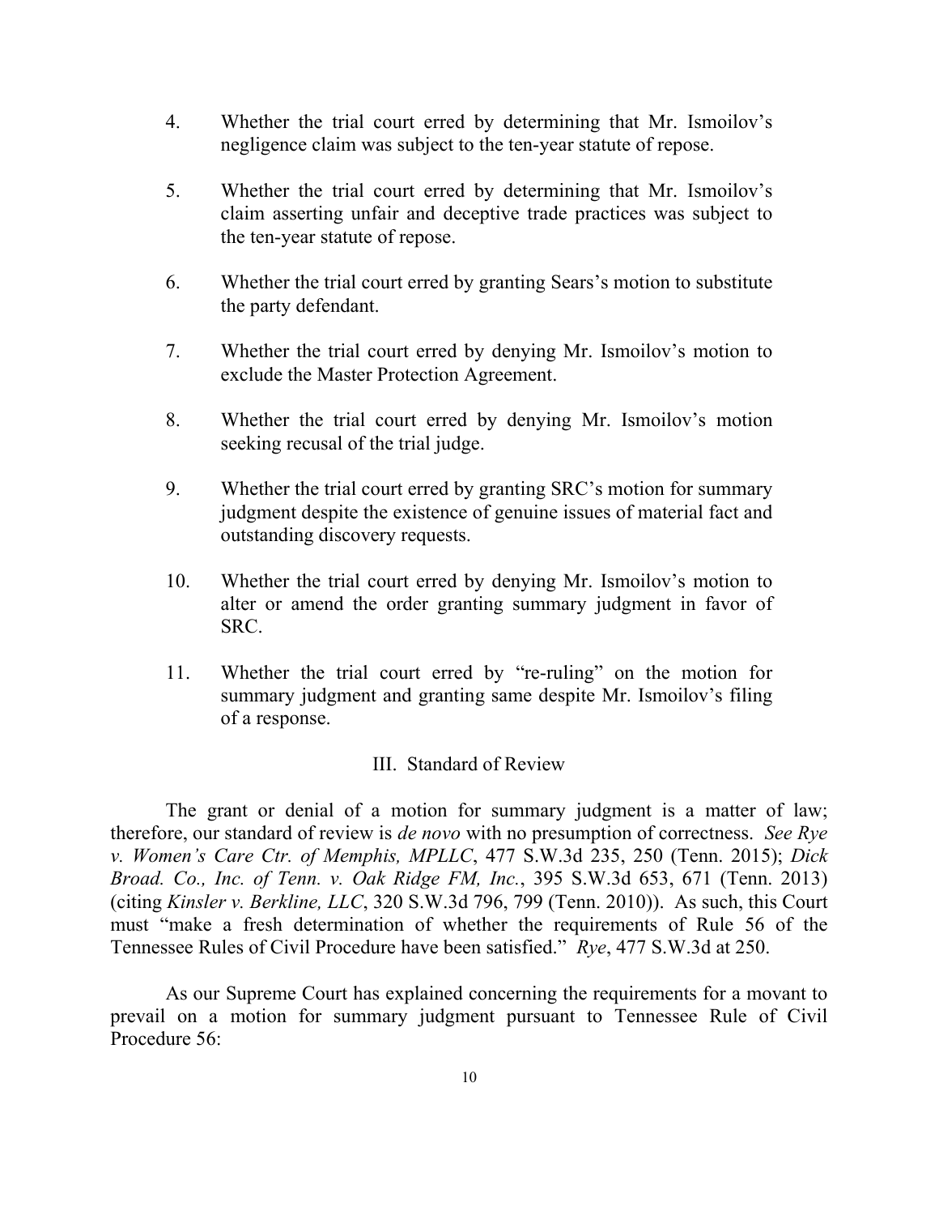4. Whether the trial court erred by determining that Mr. Ismoilov's negligence claim was subject to the ten-year statute of repose.

5. Whether the trial court erred by determining that Mr. Ismoilov's claim asserting unfair and deceptive trade practices was subject to the ten-year statute of repose.

6. Whether the trial court erred by granting Sears's motion to substitute the party defendant.

7. Whether the trial court erred by denying Mr. Ismoilov's motion to exclude the Master Protection Agreement.

8. Whether the trial court erred by denying Mr. Ismoilov's motion seeking recusal of the trial judge.

9. Whether the trial court erred by granting SRC's motion for summary judgment despite the existence of genuine issues of material fact and outstanding discovery requests.

10. Whether the trial court erred by denying Mr. Ismoilov's motion to alter or amend the order granting summary judgment in favor of SRC.

11. Whether the trial court erred by "re-ruling" on the motion for summary judgment and granting same despite Mr. Ismoilov's filing of a response.

## III. Standard of Review

The grant or denial of a motion for summary judgment is a matter of law; therefore, our standard of review is *de novo* with no presumption of correctness. *See Rye v. Women's Care Ctr. of Memphis, MPLLC*, 477 S.W.3d 235, 250 (Tenn. 2015); *Dick Broad. Co., Inc. of Tenn. v. Oak Ridge FM, Inc.*, 395 S.W.3d 653, 671 (Tenn. 2013) (citing *Kinsler v. Berkline, LLC*, 320 S.W.3d 796, 799 (Tenn. 2010)). As such, this Court must "make a fresh determination of whether the requirements of Rule 56 of the Tennessee Rules of Civil Procedure have been satisfied." *Rye*, 477 S.W.3d at 250.

As our Supreme Court has explained concerning the requirements for a movant to prevail on a motion for summary judgment pursuant to Tennessee Rule of Civil Procedure 56: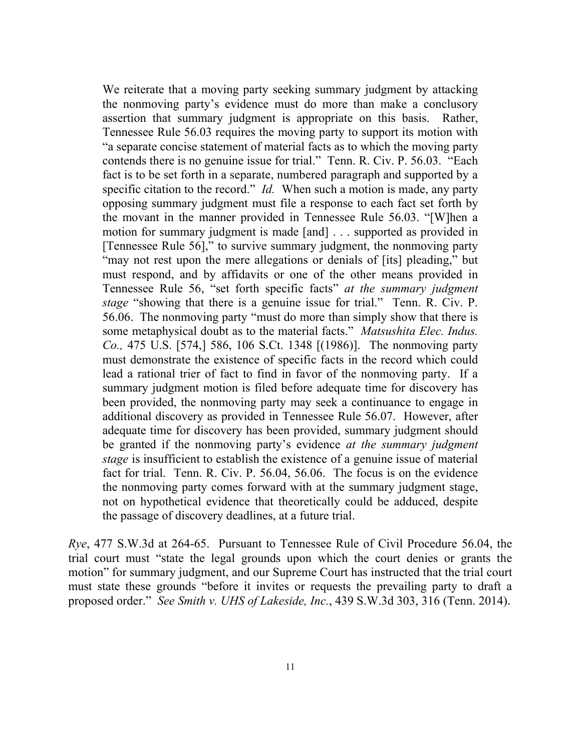> We reiterate that a moving party seeking summary judgment by attacking the nonmoving party's evidence must do more than make a conclusory assertion that summary judgment is appropriate on this basis. Rather, Tennessee Rule 56.03 requires the moving party to support its motion with "a separate concise statement of material facts as to which the moving party contends there is no genuine issue for trial." Tenn. R. Civ. P. 56.03. "Each fact is to be set forth in a separate, numbered paragraph and supported by a specific citation to the record." *Id.* When such a motion is made, any party opposing summary judgment must file a response to each fact set forth by the movant in the manner provided in Tennessee Rule 56.03. "[W]hen a motion for summary judgment is made [and] . . . supported as provided in [Tennessee Rule 56]," to survive summary judgment, the nonmoving party "may not rest upon the mere allegations or denials of [its] pleading," but must respond, and by affidavits or one of the other means provided in Tennessee Rule 56, "set forth specific facts" *at the summary judgment stage* "showing that there is a genuine issue for trial." Tenn. R. Civ. P. 56.06. The nonmoving party "must do more than simply show that there is some metaphysical doubt as to the material facts." *Matsushita Elec. Indus. Co.,* 475 U.S. [574,] 586, 106 S.Ct. 1348 [(1986)]. The nonmoving party must demonstrate the existence of specific facts in the record which could lead a rational trier of fact to find in favor of the nonmoving party. If a summary judgment motion is filed before adequate time for discovery has been provided, the nonmoving party may seek a continuance to engage in additional discovery as provided in Tennessee Rule 56.07. However, after adequate time for discovery has been provided, summary judgment should be granted if the nonmoving party's evidence *at the summary judgment stage* is insufficient to establish the existence of a genuine issue of material fact for trial. Tenn. R. Civ. P. 56.04, 56.06. The focus is on the evidence the nonmoving party comes forward with at the summary judgment stage, not on hypothetical evidence that theoretically could be adduced, despite the passage of discovery deadlines, at a future trial.

*Rye*, 477 S.W.3d at 264-65. Pursuant to Tennessee Rule of Civil Procedure 56.04, the trial court must "state the legal grounds upon which the court denies or grants the motion" for summary judgment, and our Supreme Court has instructed that the trial court must state these grounds "before it invites or requests the prevailing party to draft a proposed order." *See Smith v. UHS of Lakeside, Inc.*, 439 S.W.3d 303, 316 (Tenn. 2014).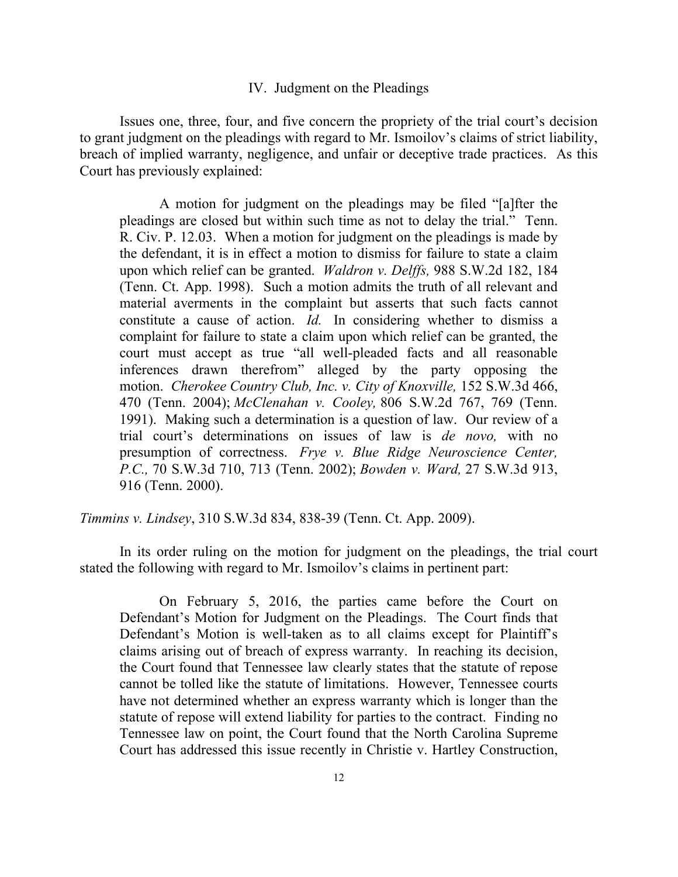## IV. Judgment on the Pleadings

Issues one, three, four, and five concern the propriety of the trial court's decision to grant judgment on the pleadings with regard to Mr. Ismoilov's claims of strict liability, breach of implied warranty, negligence, and unfair or deceptive trade practices. As this Court has previously explained:

> A motion for judgment on the pleadings may be filed "[a]fter the pleadings are closed but within such time as not to delay the trial." Tenn. R. Civ. P. 12.03. When a motion for judgment on the pleadings is made by the defendant, it is in effect a motion to dismiss for failure to state a claim upon which relief can be granted. *Waldron v. Delffs,* 988 S.W.2d 182, 184 (Tenn. Ct. App. 1998). Such a motion admits the truth of all relevant and material averments in the complaint but asserts that such facts cannot constitute a cause of action. *Id.* In considering whether to dismiss a complaint for failure to state a claim upon which relief can be granted, the court must accept as true "all well-pleaded facts and all reasonable inferences drawn therefrom" alleged by the party opposing the motion. *Cherokee Country Club, Inc. v. City of Knoxville,* 152 S.W.3d 466, 470 (Tenn. 2004); *McClenahan v. Cooley,* 806 S.W.2d 767, 769 (Tenn. 1991). Making such a determination is a question of law. Our review of a trial court's determinations on issues of law is *de novo,* with no presumption of correctness. *Frye v. Blue Ridge Neuroscience Center, P.C.,* 70 S.W.3d 710, 713 (Tenn. 2002); *Bowden v. Ward,* 27 S.W.3d 913, 916 (Tenn. 2000).

*Timmins v. Lindsey*, 310 S.W.3d 834, 838-39 (Tenn. Ct. App. 2009).

In its order ruling on the motion for judgment on the pleadings, the trial court stated the following with regard to Mr. Ismoilov's claims in pertinent part:

> On February 5, 2016, the parties came before the Court on Defendant's Motion for Judgment on the Pleadings. The Court finds that Defendant's Motion is well-taken as to all claims except for Plaintiff's claims arising out of breach of express warranty. In reaching its decision, the Court found that Tennessee law clearly states that the statute of repose cannot be tolled like the statute of limitations. However, Tennessee courts have not determined whether an express warranty which is longer than the statute of repose will extend liability for parties to the contract. Finding no Tennessee law on point, the Court found that the North Carolina Supreme Court has addressed this issue recently in Christie v. Hartley Construction,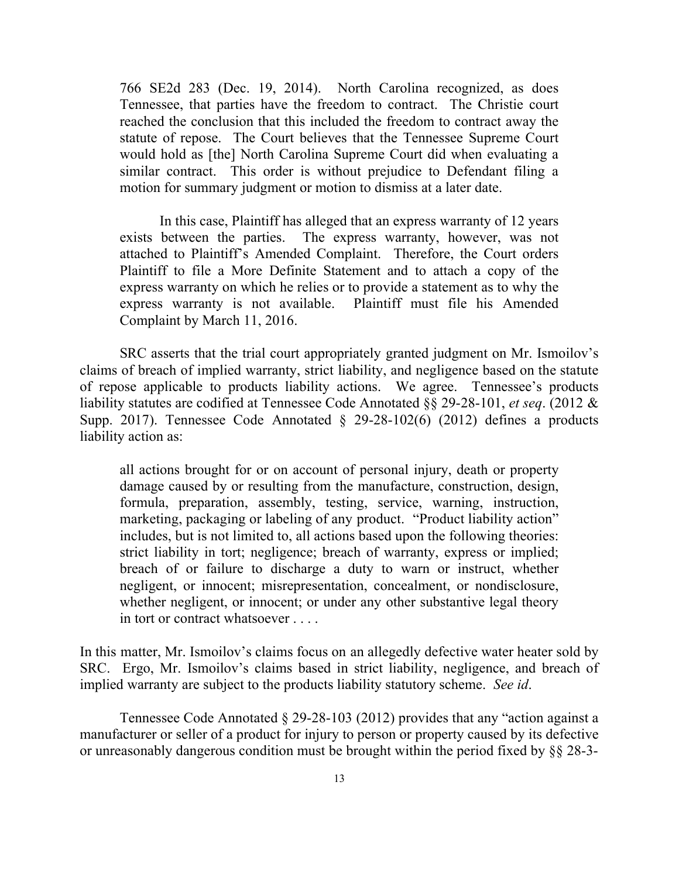> 766 SE2d 283 (Dec. 19, 2014). North Carolina recognized, as does Tennessee, that parties have the freedom to contract. The Christie court reached the conclusion that this included the freedom to contract away the statute of repose. The Court believes that the Tennessee Supreme Court would hold as [the] North Carolina Supreme Court did when evaluating a similar contract. This order is without prejudice to Defendant filing a motion for summary judgment or motion to dismiss at a later date.
>
> In this case, Plaintiff has alleged that an express warranty of 12 years exists between the parties. The express warranty, however, was not attached to Plaintiff's Amended Complaint. Therefore, the Court orders Plaintiff to file a More Definite Statement and to attach a copy of the express warranty on which he relies or to provide a statement as to why the express warranty is not available. Plaintiff must file his Amended Complaint by March 11, 2016.

SRC asserts that the trial court appropriately granted judgment on Mr. Ismoilov's claims of breach of implied warranty, strict liability, and negligence based on the statute of repose applicable to products liability actions. We agree. Tennessee's products liability statutes are codified at Tennessee Code Annotated §§ 29-28-101, *et seq*. (2012 & Supp. 2017). Tennessee Code Annotated § 29-28-102(6) (2012) defines a products liability action as:

> all actions brought for or on account of personal injury, death or property damage caused by or resulting from the manufacture, construction, design, formula, preparation, assembly, testing, service, warning, instruction, marketing, packaging or labeling of any product. "Product liability action" includes, but is not limited to, all actions based upon the following theories: strict liability in tort; negligence; breach of warranty, express or implied; breach of or failure to discharge a duty to warn or instruct, whether negligent, or innocent; misrepresentation, concealment, or nondisclosure, whether negligent, or innocent; or under any other substantive legal theory in tort or contract whatsoever . . . .

In this matter, Mr. Ismoilov's claims focus on an allegedly defective water heater sold by SRC. Ergo, Mr. Ismoilov's claims based in strict liability, negligence, and breach of implied warranty are subject to the products liability statutory scheme. *See id*.

Tennessee Code Annotated § 29-28-103 (2012) provides that any "action against a manufacturer or seller of a product for injury to person or property caused by its defective or unreasonably dangerous condition must be brought within the period fixed by §§ 28-3-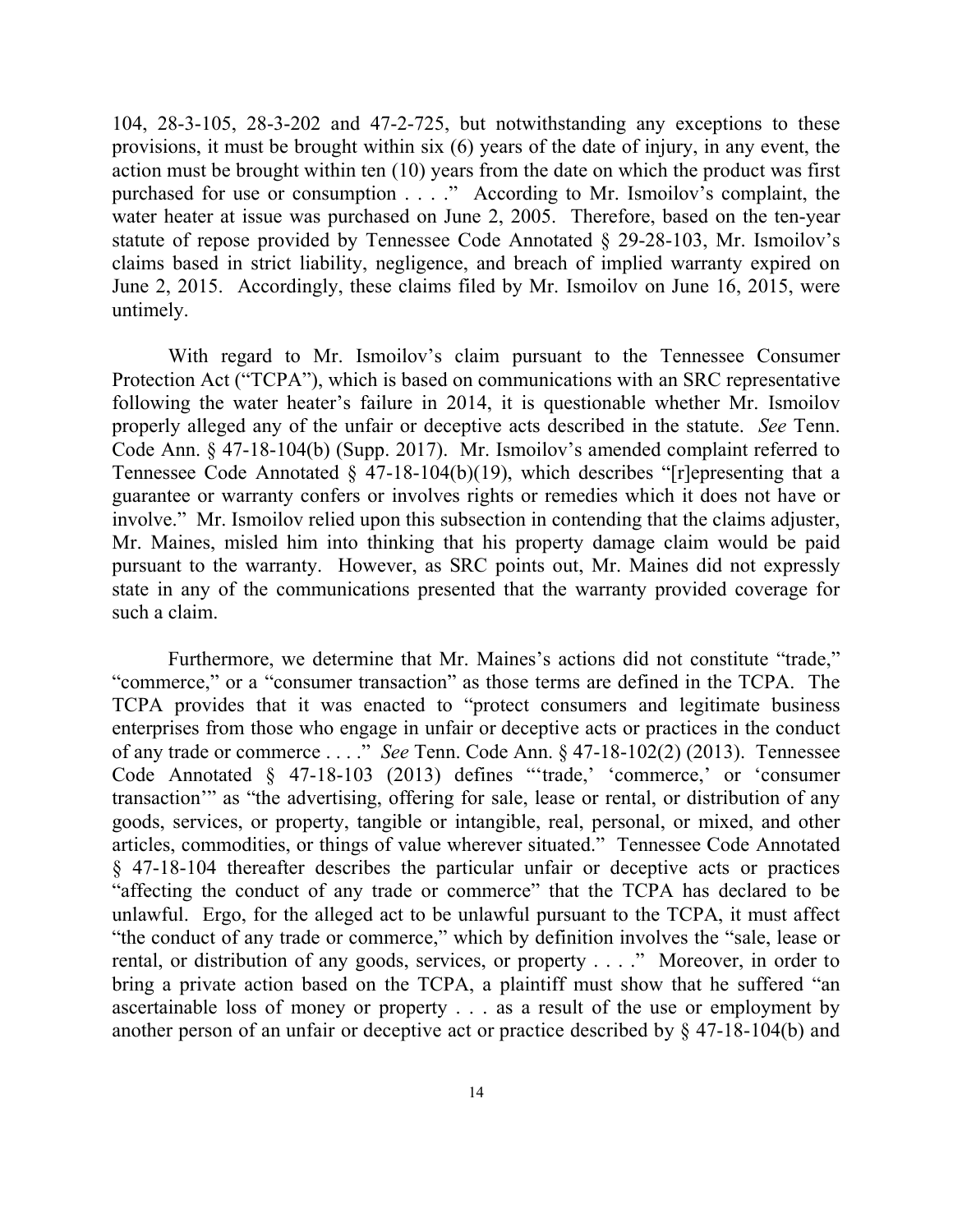104, 28-3-105, 28-3-202 and 47-2-725, but notwithstanding any exceptions to these provisions, it must be brought within six (6) years of the date of injury, in any event, the action must be brought within ten (10) years from the date on which the product was first purchased for use or consumption . . . ." According to Mr. Ismoilov's complaint, the water heater at issue was purchased on June 2, 2005. Therefore, based on the ten-year statute of repose provided by Tennessee Code Annotated § 29-28-103, Mr. Ismoilov's claims based in strict liability, negligence, and breach of implied warranty expired on June 2, 2015. Accordingly, these claims filed by Mr. Ismoilov on June 16, 2015, were untimely.

With regard to Mr. Ismoilov's claim pursuant to the Tennessee Consumer Protection Act ("TCPA"), which is based on communications with an SRC representative following the water heater's failure in 2014, it is questionable whether Mr. Ismoilov properly alleged any of the unfair or deceptive acts described in the statute. *See* Tenn. Code Ann. § 47-18-104(b) (Supp. 2017). Mr. Ismoilov's amended complaint referred to Tennessee Code Annotated § 47-18-104(b)(19), which describes "[r]epresenting that a guarantee or warranty confers or involves rights or remedies which it does not have or involve." Mr. Ismoilov relied upon this subsection in contending that the claims adjuster, Mr. Maines, misled him into thinking that his property damage claim would be paid pursuant to the warranty. However, as SRC points out, Mr. Maines did not expressly state in any of the communications presented that the warranty provided coverage for such a claim.

Furthermore, we determine that Mr. Maines's actions did not constitute "trade," "commerce," or a "consumer transaction" as those terms are defined in the TCPA. The TCPA provides that it was enacted to "protect consumers and legitimate business enterprises from those who engage in unfair or deceptive acts or practices in the conduct of any trade or commerce . . . ." *See* Tenn. Code Ann. § 47-18-102(2) (2013). Tennessee Code Annotated § 47-18-103 (2013) defines "'trade,' 'commerce,' or 'consumer transaction'" as "the advertising, offering for sale, lease or rental, or distribution of any goods, services, or property, tangible or intangible, real, personal, or mixed, and other articles, commodities, or things of value wherever situated." Tennessee Code Annotated § 47-18-104 thereafter describes the particular unfair or deceptive acts or practices "affecting the conduct of any trade or commerce" that the TCPA has declared to be unlawful. Ergo, for the alleged act to be unlawful pursuant to the TCPA, it must affect "the conduct of any trade or commerce," which by definition involves the "sale, lease or rental, or distribution of any goods, services, or property . . . ." Moreover, in order to bring a private action based on the TCPA, a plaintiff must show that he suffered "an ascertainable loss of money or property . . . as a result of the use or employment by another person of an unfair or deceptive act or practice described by § 47-18-104(b) and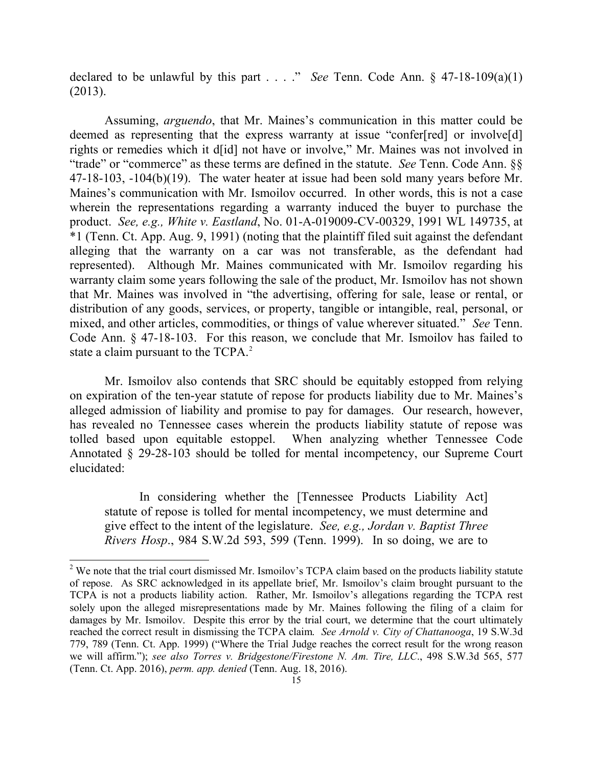declared to be unlawful by this part . . . ." *See* Tenn. Code Ann. § 47-18-109(a)(1) (2013).

Assuming, *arguendo*, that Mr. Maines's communication in this matter could be deemed as representing that the express warranty at issue "confer[red] or involve[d] rights or remedies which it d[id] not have or involve," Mr. Maines was not involved in "trade" or "commerce" as these terms are defined in the statute. *See* Tenn. Code Ann. §§ 47-18-103, -104(b)(19). The water heater at issue had been sold many years before Mr. Maines's communication with Mr. Ismoilov occurred. In other words, this is not a case wherein the representations regarding a warranty induced the buyer to purchase the product. *See, e.g., White v. Eastland*, No. 01-A-019009-CV-00329, 1991 WL 149735, at \*1 (Tenn. Ct. App. Aug. 9, 1991) (noting that the plaintiff filed suit against the defendant alleging that the warranty on a car was not transferable, as the defendant had represented). Although Mr. Maines communicated with Mr. Ismoilov regarding his warranty claim some years following the sale of the product, Mr. Ismoilov has not shown that Mr. Maines was involved in "the advertising, offering for sale, lease or rental, or distribution of any goods, services, or property, tangible or intangible, real, personal, or mixed, and other articles, commodities, or things of value wherever situated." *See* Tenn. Code Ann. § 47-18-103. For this reason, we conclude that Mr. Ismoilov has failed to state a claim pursuant to the TCPA.[2]

Mr. Ismoilov also contends that SRC should be equitably estopped from relying on expiration of the ten-year statute of repose for products liability due to Mr. Maines's alleged admission of liability and promise to pay for damages. Our research, however, has revealed no Tennessee cases wherein the products liability statute of repose was tolled based upon equitable estoppel. When analyzing whether Tennessee Code Annotated § 29-28-103 should be tolled for mental incompetency, our Supreme Court elucidated:

> In considering whether the [Tennessee Products Liability Act] statute of repose is tolled for mental incompetency, we must determine and give effect to the intent of the legislature. *See, e.g., Jordan v. Baptist Three Rivers Hosp.*, 984 S.W.2d 593, 599 (Tenn. 1999). In so doing, we are to

---

[2] We note that the trial court dismissed Mr. Ismoilov's TCPA claim based on the products liability statute of repose. As SRC acknowledged in its appellate brief, Mr. Ismoilov's claim brought pursuant to the TCPA is not a products liability action. Rather, Mr. Ismoilov's allegations regarding the TCPA rest solely upon the alleged misrepresentations made by Mr. Maines following the filing of a claim for damages by Mr. Ismoilov. Despite this error by the trial court, we determine that the court ultimately reached the correct result in dismissing the TCPA claim. *See Arnold v. City of Chattanooga*, 19 S.W.3d 779, 789 (Tenn. Ct. App. 1999) ("Where the Trial Judge reaches the correct result for the wrong reason we will affirm."); *see also Torres v. Bridgestone/Firestone N. Am. Tire, LLC.*, 498 S.W.3d 565, 577 (Tenn. Ct. App. 2016), *perm. app. denied* (Tenn. Aug. 18, 2016).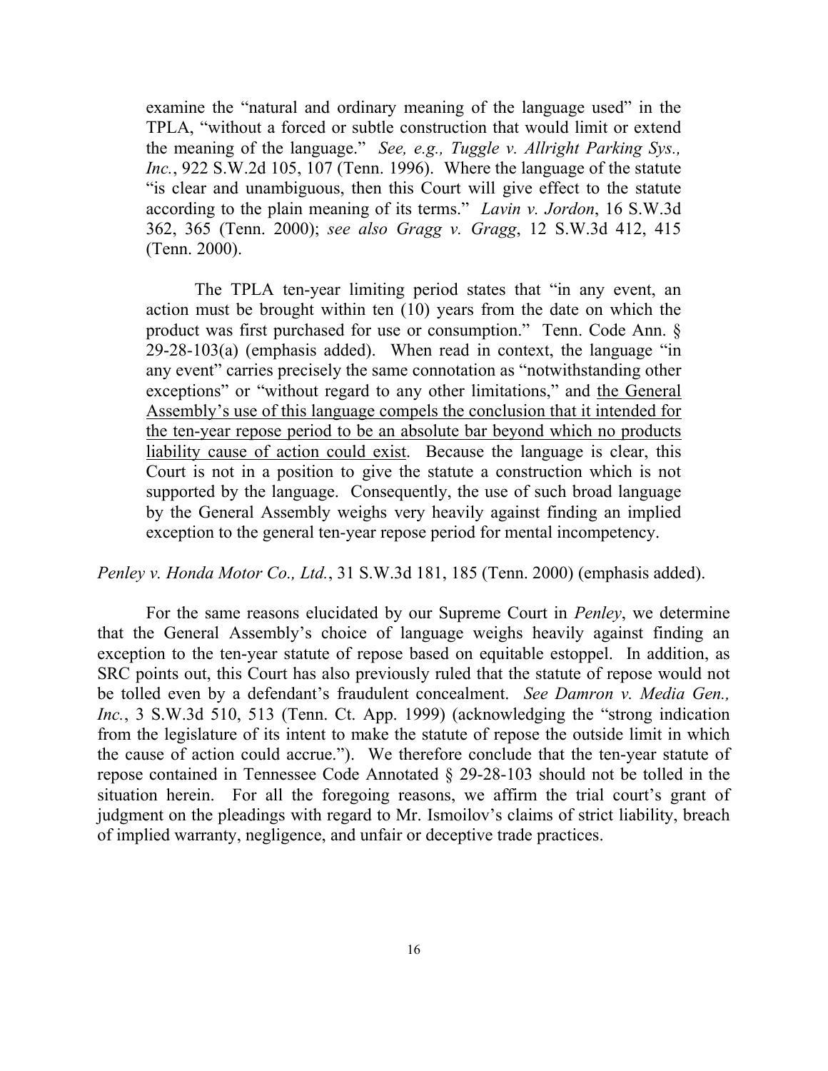> examine the "natural and ordinary meaning of the language used" in the TPLA, "without a forced or subtle construction that would limit or extend the meaning of the language." *See, e.g., Tuggle v. Allright Parking Sys., Inc.*, 922 S.W.2d 105, 107 (Tenn. 1996). Where the language of the statute "is clear and unambiguous, then this Court will give effect to the statute according to the plain meaning of its terms." *Lavin v. Jordon*, 16 S.W.3d 362, 365 (Tenn. 2000); *see also Gragg v. Gragg*, 12 S.W.3d 412, 415 (Tenn. 2000).
>
> The TPLA ten-year limiting period states that "in any event, an action must be brought within ten (10) years from the date on which the product was first purchased for use or consumption." Tenn. Code Ann. § 29-28-103(a) (emphasis added). When read in context, the language "in any event" carries precisely the same connotation as "notwithstanding other exceptions" or "without regard to any other limitations," and <u>the General Assembly's use of this language compels the conclusion that it intended for the ten-year repose period to be an absolute bar beyond which no products liability cause of action could exist</u>. Because the language is clear, this Court is not in a position to give the statute a construction which is not supported by the language. Consequently, the use of such broad language by the General Assembly weighs very heavily against finding an implied exception to the general ten-year repose period for mental incompetency.

*Penley v. Honda Motor Co., Ltd.*, 31 S.W.3d 181, 185 (Tenn. 2000) (emphasis added).

For the same reasons elucidated by our Supreme Court in *Penley*, we determine that the General Assembly's choice of language weighs heavily against finding an exception to the ten-year statute of repose based on equitable estoppel. In addition, as SRC points out, this Court has also previously ruled that the statute of repose would not be tolled even by a defendant's fraudulent concealment. *See Damron v. Media Gen., Inc.*, 3 S.W.3d 510, 513 (Tenn. Ct. App. 1999) (acknowledging the "strong indication from the legislature of its intent to make the statute of repose the outside limit in which the cause of action could accrue."). We therefore conclude that the ten-year statute of repose contained in Tennessee Code Annotated § 29-28-103 should not be tolled in the situation herein. For all the foregoing reasons, we affirm the trial court's grant of judgment on the pleadings with regard to Mr. Ismoilov's claims of strict liability, breach of implied warranty, negligence, and unfair or deceptive trade practices.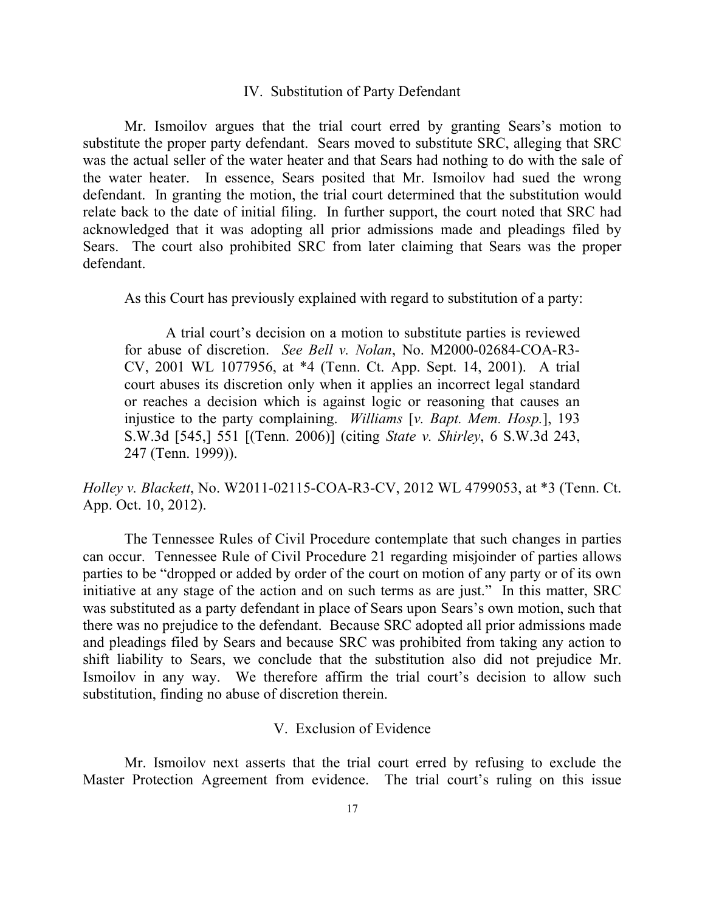## IV. Substitution of Party Defendant

Mr. Ismoilov argues that the trial court erred by granting Sears's motion to substitute the proper party defendant. Sears moved to substitute SRC, alleging that SRC was the actual seller of the water heater and that Sears had nothing to do with the sale of the water heater. In essence, Sears posited that Mr. Ismoilov had sued the wrong defendant. In granting the motion, the trial court determined that the substitution would relate back to the date of initial filing. In further support, the court noted that SRC had acknowledged that it was adopting all prior admissions made and pleadings filed by Sears. The court also prohibited SRC from later claiming that Sears was the proper defendant.

As this Court has previously explained with regard to substitution of a party:

> A trial court's decision on a motion to substitute parties is reviewed for abuse of discretion. *See Bell v. Nolan*, No. M2000-02684-COA-R3-CV, 2001 WL 1077956, at *4 (Tenn. Ct. App. Sept. 14, 2001). A trial court abuses its discretion only when it applies an incorrect legal standard or reaches a decision which is against logic or reasoning that causes an injustice to the party complaining. *Williams* [*v. Bapt. Mem. Hosp.*], 193 S.W.3d [545,] 551 [(Tenn. 2006)] (citing *State v. Shirley*, 6 S.W.3d 243, 247 (Tenn. 1999)).

*Holley v. Blackett*, No. W2011-02115-COA-R3-CV, 2012 WL 4799053, at *3 (Tenn. Ct. App. Oct. 10, 2012).

The Tennessee Rules of Civil Procedure contemplate that such changes in parties can occur. Tennessee Rule of Civil Procedure 21 regarding misjoinder of parties allows parties to be "dropped or added by order of the court on motion of any party or of its own initiative at any stage of the action and on such terms as are just." In this matter, SRC was substituted as a party defendant in place of Sears upon Sears's own motion, such that there was no prejudice to the defendant. Because SRC adopted all prior admissions made and pleadings filed by Sears and because SRC was prohibited from taking any action to shift liability to Sears, we conclude that the substitution also did not prejudice Mr. Ismoilov in any way. We therefore affirm the trial court's decision to allow such substitution, finding no abuse of discretion therein.

## V. Exclusion of Evidence

Mr. Ismoilov next asserts that the trial court erred by refusing to exclude the Master Protection Agreement from evidence. The trial court's ruling on this issue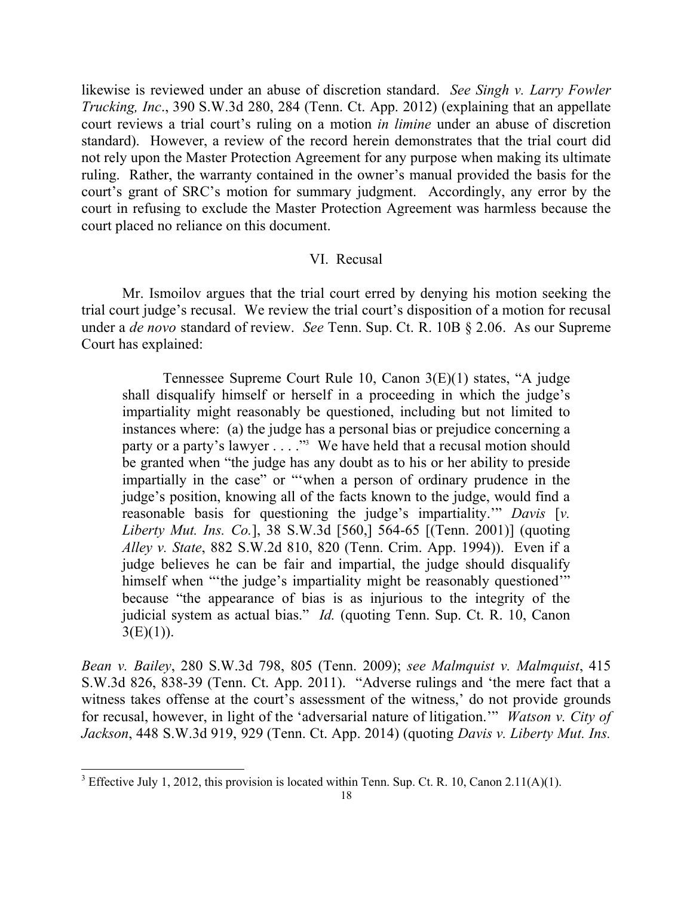likewise is reviewed under an abuse of discretion standard. *See Singh v. Larry Fowler Trucking, Inc.*, 390 S.W.3d 280, 284 (Tenn. Ct. App. 2012) (explaining that an appellate court reviews a trial court's ruling on a motion *in limine* under an abuse of discretion standard). However, a review of the record herein demonstrates that the trial court did not rely upon the Master Protection Agreement for any purpose when making its ultimate ruling. Rather, the warranty contained in the owner's manual provided the basis for the court's grant of SRC's motion for summary judgment. Accordingly, any error by the court in refusing to exclude the Master Protection Agreement was harmless because the court placed no reliance on this document.

## VI. Recusal

Mr. Ismoilov argues that the trial court erred by denying his motion seeking the trial court judge's recusal. We review the trial court's disposition of a motion for recusal under a *de novo* standard of review. *See* Tenn. Sup. Ct. R. 10B § 2.06. As our Supreme Court has explained:

> Tennessee Supreme Court Rule 10, Canon 3(E)(1) states, "A judge shall disqualify himself or herself in a proceeding in which the judge's impartiality might reasonably be questioned, including but not limited to instances where: (a) the judge has a personal bias or prejudice concerning a party or a party's lawyer . . . ."[3] We have held that a recusal motion should be granted when "the judge has any doubt as to his or her ability to preside impartially in the case" or "'when a person of ordinary prudence in the judge's position, knowing all of the facts known to the judge, would find a reasonable basis for questioning the judge's impartiality.'" *Davis* [*v. Liberty Mut. Ins. Co.*], 38 S.W.3d [560,] 564-65 [(Tenn. 2001)] (quoting *Alley v. State*, 882 S.W.2d 810, 820 (Tenn. Crim. App. 1994)). Even if a judge believes he can be fair and impartial, the judge should disqualify himself when "'the judge's impartiality might be reasonably questioned'" because "the appearance of bias is as injurious to the integrity of the judicial system as actual bias." *Id.* (quoting Tenn. Sup. Ct. R. 10, Canon 3(E)(1)).

*Bean v. Bailey*, 280 S.W.3d 798, 805 (Tenn. 2009); *see Malmquist v. Malmquist*, 415 S.W.3d 826, 838-39 (Tenn. Ct. App. 2011). "Adverse rulings and 'the mere fact that a witness takes offense at the court's assessment of the witness,' do not provide grounds for recusal, however, in light of the 'adversarial nature of litigation.'" *Watson v. City of Jackson*, 448 S.W.3d 919, 929 (Tenn. Ct. App. 2014) (quoting *Davis v. Liberty Mut. Ins.*

[3] Effective July 1, 2012, this provision is located within Tenn. Sup. Ct. R. 10, Canon 2.11(A)(1).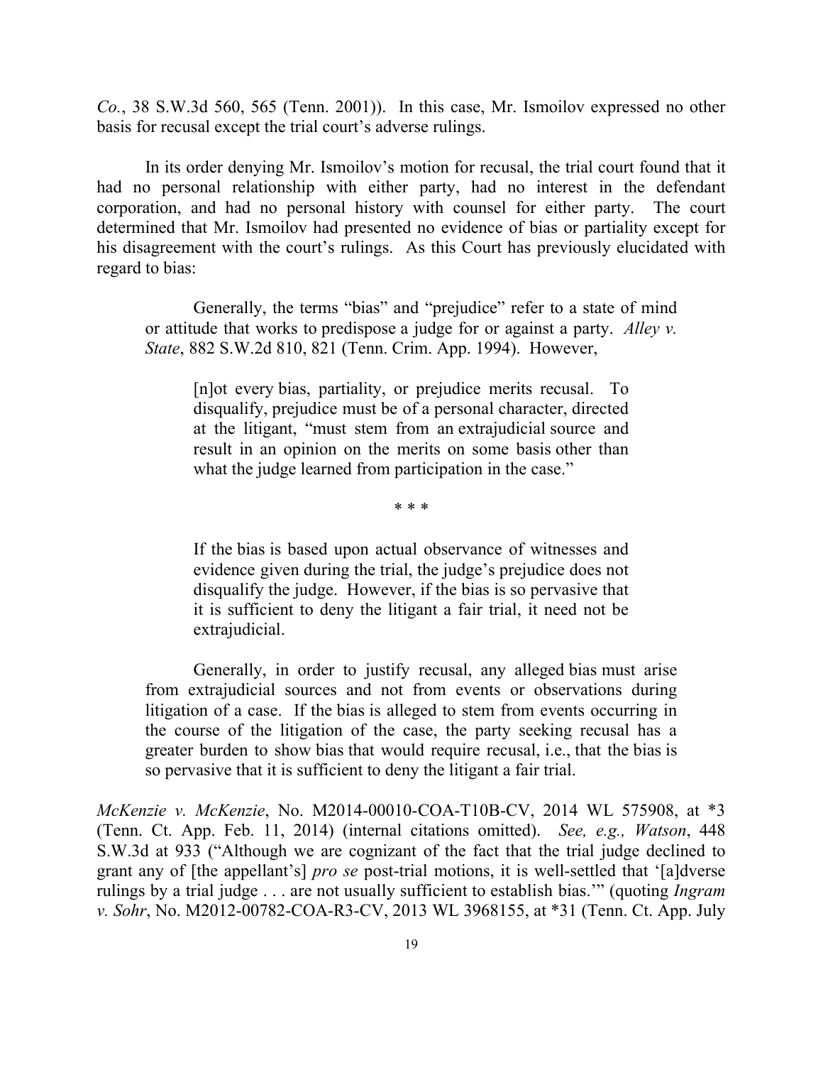*Co.*, 38 S.W.3d 560, 565 (Tenn. 2001)). In this case, Mr. Ismoilov expressed no other basis for recusal except the trial court's adverse rulings.

In its order denying Mr. Ismoilov's motion for recusal, the trial court found that it had no personal relationship with either party, had no interest in the defendant corporation, and had no personal history with counsel for either party. The court determined that Mr. Ismoilov had presented no evidence of bias or partiality except for his disagreement with the court's rulings. As this Court has previously elucidated with regard to bias:

> Generally, the terms "bias" and "prejudice" refer to a state of mind or attitude that works to predispose a judge for or against a party. *Alley v. State*, 882 S.W.2d 810, 821 (Tenn. Crim. App. 1994). However,
>
> > [n]ot every bias, partiality, or prejudice merits recusal. To disqualify, prejudice must be of a personal character, directed at the litigant, "must stem from an extrajudicial source and result in an opinion on the merits on some basis other than what the judge learned from participation in the case."
> >
> > \* \* \*
> >
> > If the bias is based upon actual observance of witnesses and evidence given during the trial, the judge's prejudice does not disqualify the judge. However, if the bias is so pervasive that it is sufficient to deny the litigant a fair trial, it need not be extrajudicial.
>
> Generally, in order to justify recusal, any alleged bias must arise from extrajudicial sources and not from events or observations during litigation of a case. If the bias is alleged to stem from events occurring in the course of the litigation of the case, the party seeking recusal has a greater burden to show bias that would require recusal, i.e., that the bias is so pervasive that it is sufficient to deny the litigant a fair trial.

*McKenzie v. McKenzie*, No. M2014-00010-COA-T10B-CV, 2014 WL 575908, at \*3 (Tenn. Ct. App. Feb. 11, 2014) (internal citations omitted). *See, e.g., Watson*, 448 S.W.3d at 933 ("Although we are cognizant of the fact that the trial judge declined to grant any of [the appellant's] *pro se* post-trial motions, it is well-settled that '[a]dverse rulings by a trial judge . . . are not usually sufficient to establish bias.'" (quoting *Ingram v. Sohr*, No. M2012-00782-COA-R3-CV, 2013 WL 3968155, at \*31 (Tenn. Ct. App. July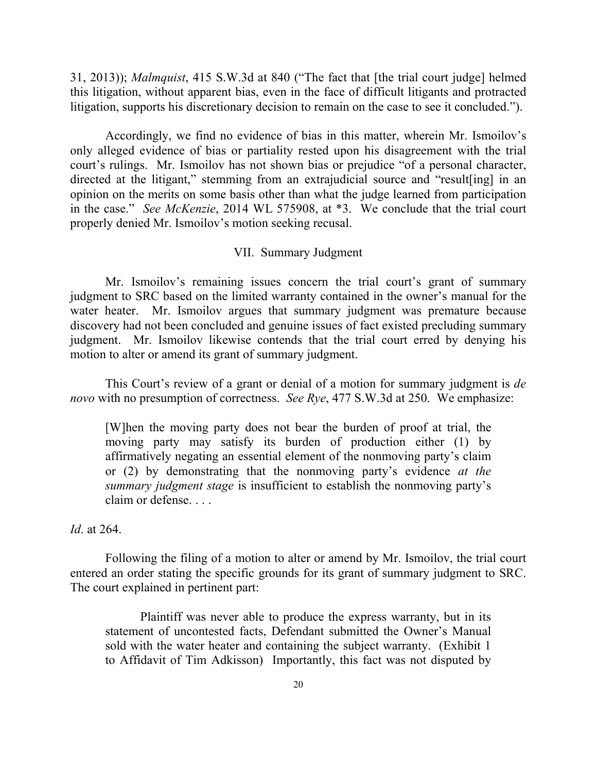31, 2013)); *Malmquist*, 415 S.W.3d at 840 ("The fact that [the trial court judge] helmed this litigation, without apparent bias, even in the face of difficult litigants and protracted litigation, supports his discretionary decision to remain on the case to see it concluded.").

Accordingly, we find no evidence of bias in this matter, wherein Mr. Ismoilov's only alleged evidence of bias or partiality rested upon his disagreement with the trial court's rulings. Mr. Ismoilov has not shown bias or prejudice "of a personal character, directed at the litigant," stemming from an extrajudicial source and "result[ing] in an opinion on the merits on some basis other than what the judge learned from participation in the case." *See McKenzie*, 2014 WL 575908, at *3. We conclude that the trial court properly denied Mr. Ismoilov's motion seeking recusal.

## VII. Summary Judgment

Mr. Ismoilov's remaining issues concern the trial court's grant of summary judgment to SRC based on the limited warranty contained in the owner's manual for the water heater. Mr. Ismoilov argues that summary judgment was premature because discovery had not been concluded and genuine issues of fact existed precluding summary judgment. Mr. Ismoilov likewise contends that the trial court erred by denying his motion to alter or amend its grant of summary judgment.

This Court's review of a grant or denial of a motion for summary judgment is *de novo* with no presumption of correctness. *See Rye*, 477 S.W.3d at 250. We emphasize:

> [W]hen the moving party does not bear the burden of proof at trial, the moving party may satisfy its burden of production either (1) by affirmatively negating an essential element of the nonmoving party's claim or (2) by demonstrating that the nonmoving party's evidence *at the summary judgment stage* is insufficient to establish the nonmoving party's claim or defense. . . .

*Id*. at 264.

Following the filing of a motion to alter or amend by Mr. Ismoilov, the trial court entered an order stating the specific grounds for its grant of summary judgment to SRC. The court explained in pertinent part:

> Plaintiff was never able to produce the express warranty, but in its statement of uncontested facts, Defendant submitted the Owner's Manual sold with the water heater and containing the subject warranty. (Exhibit 1 to Affidavit of Tim Adkisson) Importantly, this fact was not disputed by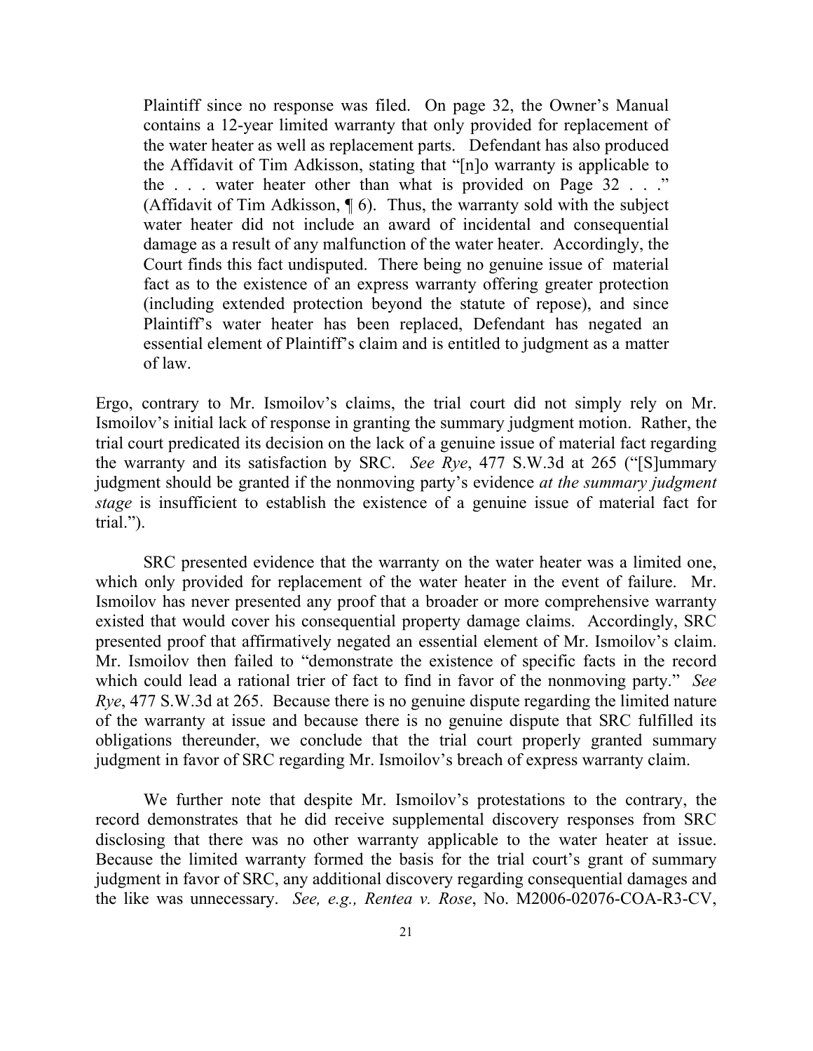> Plaintiff since no response was filed. On page 32, the Owner's Manual contains a 12-year limited warranty that only provided for replacement of the water heater as well as replacement parts. Defendant has also produced the Affidavit of Tim Adkisson, stating that "[n]o warranty is applicable to the . . . water heater other than what is provided on Page 32 . . ." (Affidavit of Tim Adkisson, ¶ 6). Thus, the warranty sold with the subject water heater did not include an award of incidental and consequential damage as a result of any malfunction of the water heater. Accordingly, the Court finds this fact undisputed. There being no genuine issue of material fact as to the existence of an express warranty offering greater protection (including extended protection beyond the statute of repose), and since Plaintiff's water heater has been replaced, Defendant has negated an essential element of Plaintiff's claim and is entitled to judgment as a matter of law.

Ergo, contrary to Mr. Ismoilov's claims, the trial court did not simply rely on Mr. Ismoilov's initial lack of response in granting the summary judgment motion. Rather, the trial court predicated its decision on the lack of a genuine issue of material fact regarding the warranty and its satisfaction by SRC. *See Rye*, 477 S.W.3d at 265 ("[S]ummary judgment should be granted if the nonmoving party's evidence *at the summary judgment stage* is insufficient to establish the existence of a genuine issue of material fact for trial.").

SRC presented evidence that the warranty on the water heater was a limited one, which only provided for replacement of the water heater in the event of failure. Mr. Ismoilov has never presented any proof that a broader or more comprehensive warranty existed that would cover his consequential property damage claims. Accordingly, SRC presented proof that affirmatively negated an essential element of Mr. Ismoilov's claim. Mr. Ismoilov then failed to "demonstrate the existence of specific facts in the record which could lead a rational trier of fact to find in favor of the nonmoving party." *See Rye*, 477 S.W.3d at 265. Because there is no genuine dispute regarding the limited nature of the warranty at issue and because there is no genuine dispute that SRC fulfilled its obligations thereunder, we conclude that the trial court properly granted summary judgment in favor of SRC regarding Mr. Ismoilov's breach of express warranty claim.

We further note that despite Mr. Ismoilov's protestations to the contrary, the record demonstrates that he did receive supplemental discovery responses from SRC disclosing that there was no other warranty applicable to the water heater at issue. Because the limited warranty formed the basis for the trial court's grant of summary judgment in favor of SRC, any additional discovery regarding consequential damages and the like was unnecessary. *See, e.g., Rentea v. Rose*, No. M2006-02076-COA-R3-CV,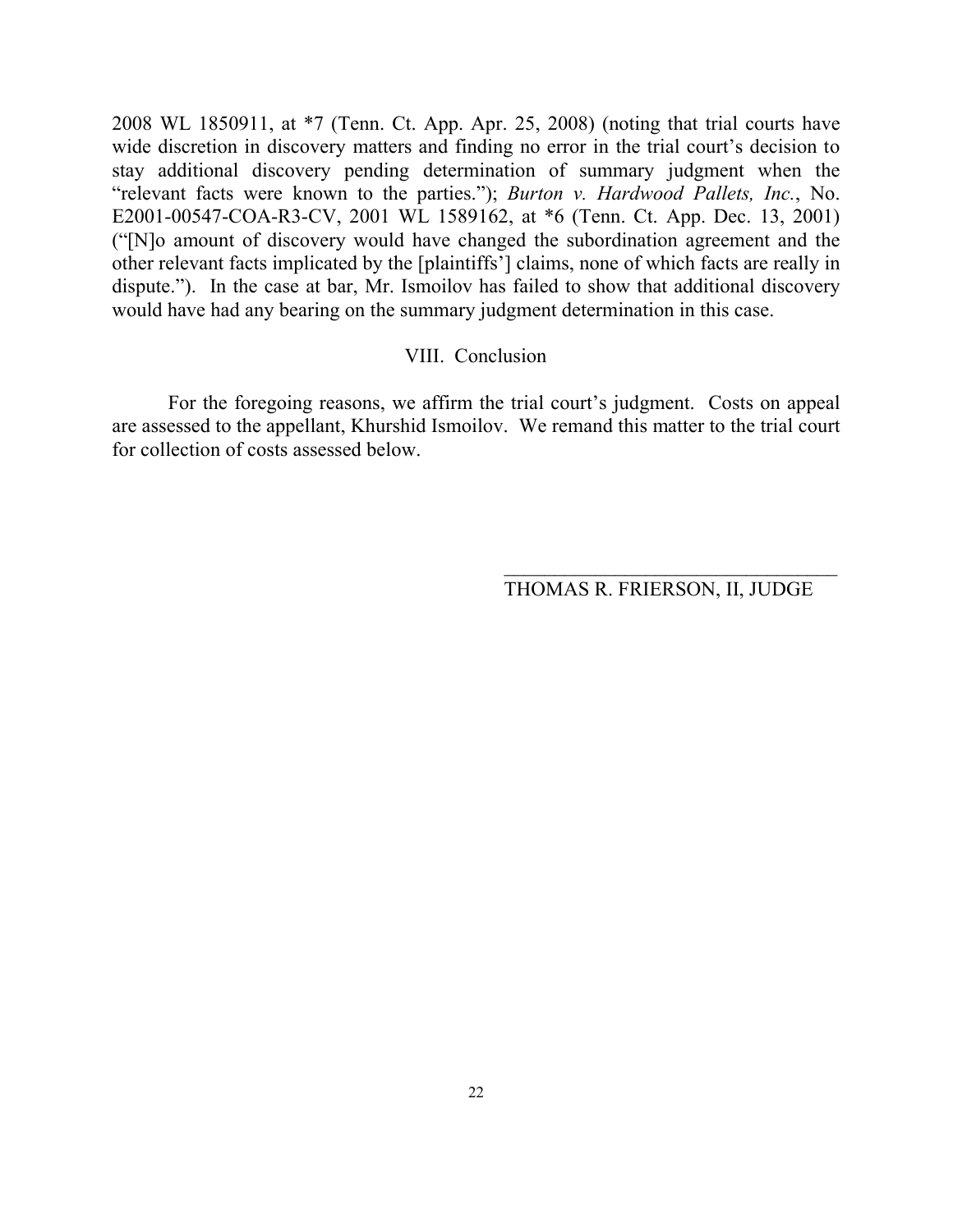2008 WL 1850911, at *7 (Tenn. Ct. App. Apr. 25, 2008) (noting that trial courts have wide discretion in discovery matters and finding no error in the trial court's decision to stay additional discovery pending determination of summary judgment when the "relevant facts were known to the parties."); *Burton v. Hardwood Pallets, Inc.*, No. E2001-00547-COA-R3-CV, 2001 WL 1589162, at *6 (Tenn. Ct. App. Dec. 13, 2001) ("[N]o amount of discovery would have changed the subordination agreement and the other relevant facts implicated by the [plaintiffs'] claims, none of which facts are really in dispute."). In the case at bar, Mr. Ismoilov has failed to show that additional discovery would have had any bearing on the summary judgment determination in this case.

## VIII. Conclusion

For the foregoing reasons, we affirm the trial court's judgment. Costs on appeal are assessed to the appellant, Khurshid Ismoilov. We remand this matter to the trial court for collection of costs assessed below.

\_\_\_\_\_\_\_\_\_\_\_\_\_\_\_\_\_\_\_\_\_\_\_\_\_\_\_\_\_\_\_\_\_\_\_\_

THOMAS R. FRIERSON, II, JUDGE